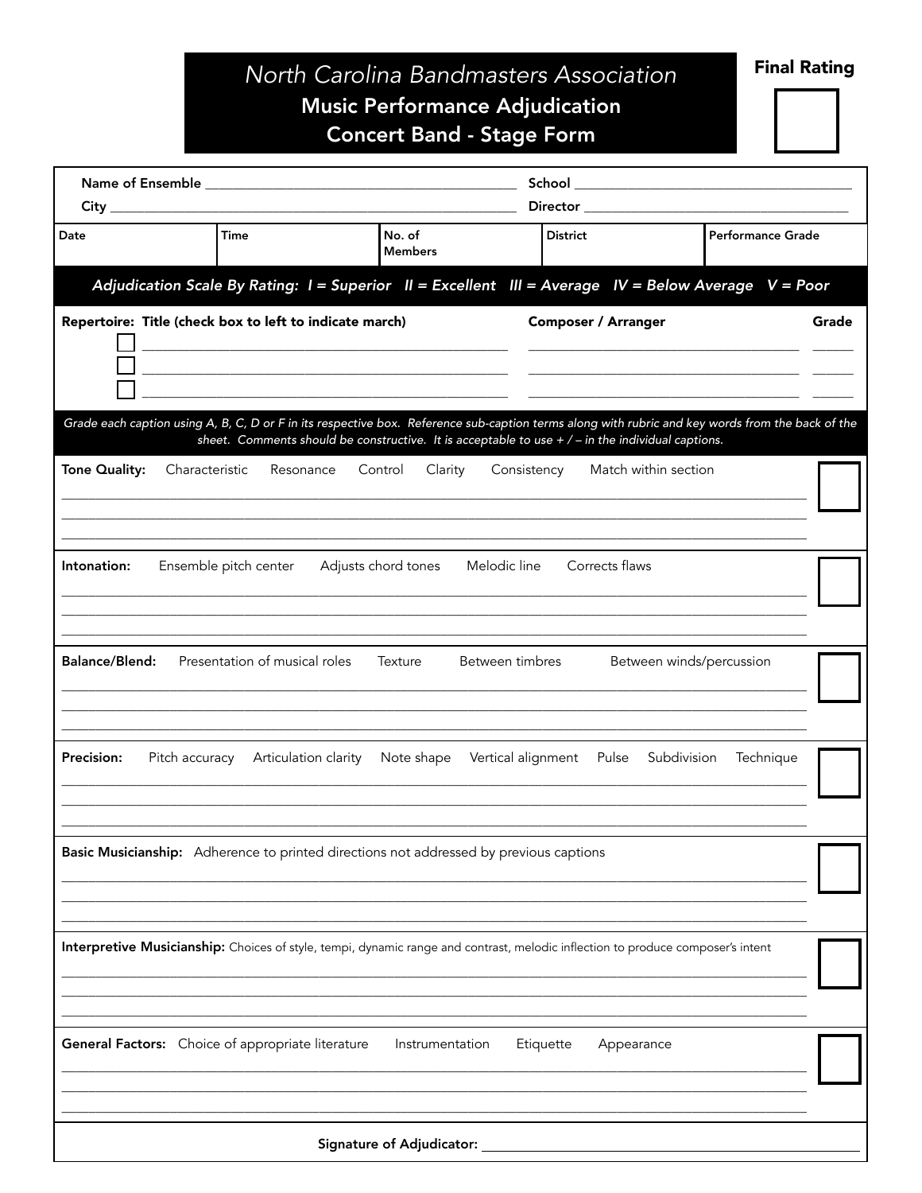# North Carolina Bandmasters Association

## Music Performance Adjudication

## Concert Band - Stage Form

**Final Rating**

☐

Name of Ensemble ______________________________ School ______________________________

City ______________________________ Director ______________________________

| Date | Time | No. of Members | District | Performance Grade |
|---|---|---|---|---|
| | | | | |

***Adjudication Scale By Rating: I = Superior II = Excellent III = Average IV = Below Average V = Poor***

| Repertoire: Title (check box to left to indicate march) | Composer / Arranger | Grade |
|---|---|---|
| ☐ ______________________________ | ______________________________ | ______ |
| ☐ ______________________________ | ______________________________ | ______ |
| ☐ ______________________________ | ______________________________ | ______ |

*Grade each caption using A, B, C, D or F in its respective box. Reference sub-caption terms along with rubric and key words from the back of the sheet. Comments should be constructive. It is acceptable to use + / – in the individual captions.*

**Tone Quality:** Characteristic Resonance Control Clarity Consistency Match within section ☐

______________________________________________________________________

______________________________________________________________________

______________________________________________________________________

**Intonation:** Ensemble pitch center Adjusts chord tones Melodic line Corrects flaws ☐

______________________________________________________________________

______________________________________________________________________

______________________________________________________________________

**Balance/Blend:** Presentation of musical roles Texture Between timbres Between winds/percussion ☐

______________________________________________________________________

______________________________________________________________________

______________________________________________________________________

**Precision:** Pitch accuracy Articulation clarity Note shape Vertical alignment Pulse Subdivision Technique ☐

______________________________________________________________________

______________________________________________________________________

______________________________________________________________________

**Basic Musicianship:** Adherence to printed directions not addressed by previous captions ☐

______________________________________________________________________

______________________________________________________________________

______________________________________________________________________

**Interpretive Musicianship:** Choices of style, tempi, dynamic range and contrast, melodic inflection to produce composer's intent ☐

______________________________________________________________________

______________________________________________________________________

______________________________________________________________________

**General Factors:** Choice of appropriate literature Instrumentation Etiquette Appearance ☐

______________________________________________________________________

______________________________________________________________________

______________________________________________________________________

**Signature of Adjudicator:** ______________________________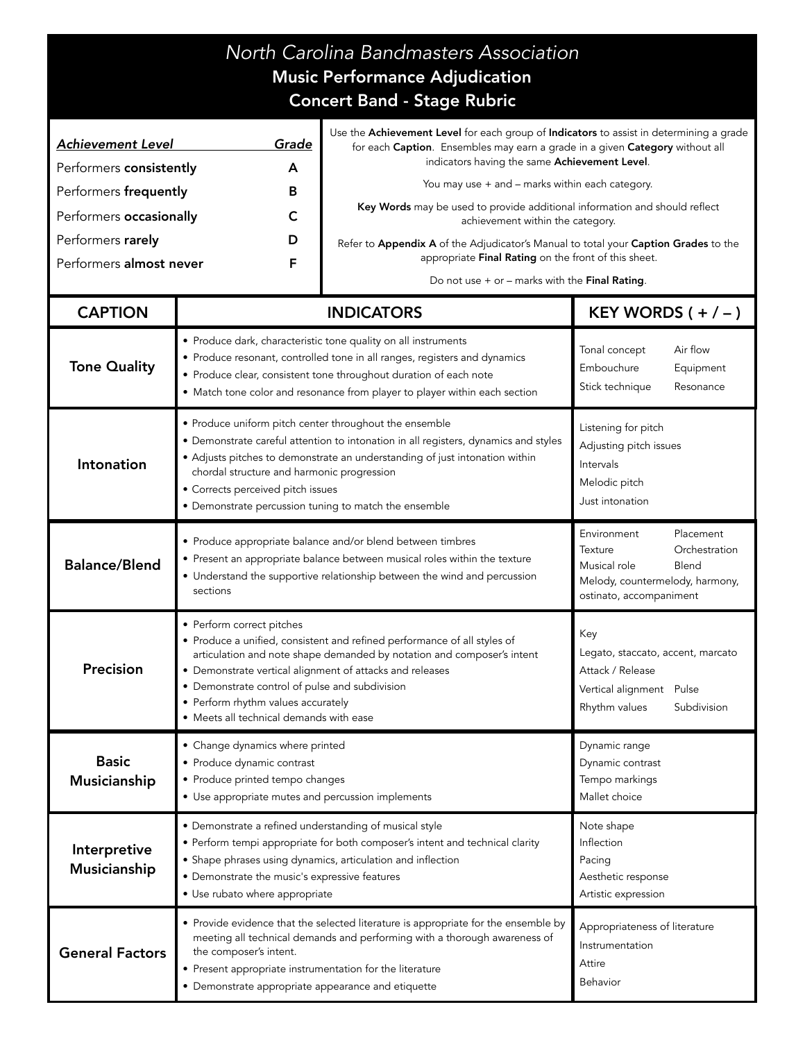# *North Carolina Bandmasters Association*

## Music Performance Adjudication

## Concert Band - Stage Rubric

| ***Achievement Level*** | ***Grade*** |
|---|---|
| Performers **consistently** | **A** |
| Performers **frequently** | **B** |
| Performers **occasionally** | **C** |
| Performers **rarely** | **D** |
| Performers **almost never** | **F** |

Use the **Achievement Level** for each group of **Indicators** to assist in determining a grade for each **Caption**. Ensembles may earn a grade in a given **Category** without all indicators having the same **Achievement Level**.

You may use + and – marks within each category.

**Key Words** may be used to provide additional information and should reflect achievement within the category.

Refer to **Appendix A** of the Adjudicator's Manual to total your **Caption Grades** to the appropriate **Final Rating** on the front of this sheet.

Do not use + or – marks with the **Final Rating**.

| CAPTION | INDICATORS | KEY WORDS ( + / – ) |
|---|---|---|
| **Tone Quality** | • Produce dark, characteristic tone quality on all instruments<br>• Produce resonant, controlled tone in all ranges, registers and dynamics<br>• Produce clear, consistent tone throughout duration of each note<br>• Match tone color and resonance from player to player within each section | Tonal concept, Air flow<br>Embouchure, Equipment<br>Stick technique, Resonance |
| **Intonation** | • Produce uniform pitch center throughout the ensemble<br>• Demonstrate careful attention to intonation in all registers, dynamics and styles<br>• Adjusts pitches to demonstrate an understanding of just intonation within chordal structure and harmonic progression<br>• Corrects perceived pitch issues<br>• Demonstrate percussion tuning to match the ensemble | Listening for pitch<br>Adjusting pitch issues<br>Intervals<br>Melodic pitch<br>Just intonation |
| **Balance/Blend** | • Produce appropriate balance and/or blend between timbres<br>• Present an appropriate balance between musical roles within the texture<br>• Understand the supportive relationship between the wind and percussion sections | Environment, Placement<br>Texture, Orchestration<br>Musical role, Blend<br>Melody, countermelody, harmony, ostinato, accompaniment |
| **Precision** | • Perform correct pitches<br>• Produce a unified, consistent and refined performance of all styles of articulation and note shape demanded by notation and composer's intent<br>• Demonstrate vertical alignment of attacks and releases<br>• Demonstrate control of pulse and subdivision<br>• Perform rhythm values accurately<br>• Meets all technical demands with ease | Key<br>Legato, staccato, accent, marcato<br>Attack / Release<br>Vertical alignment, Pulse<br>Rhythm values, Subdivision |
| **Basic Musicianship** | • Change dynamics where printed<br>• Produce dynamic contrast<br>• Produce printed tempo changes<br>• Use appropriate mutes and percussion implements | Dynamic range<br>Dynamic contrast<br>Tempo markings<br>Mallet choice |
| **Interpretive Musicianship** | • Demonstrate a refined understanding of musical style<br>• Perform tempi appropriate for both composer's intent and technical clarity<br>• Shape phrases using dynamics, articulation and inflection<br>• Demonstrate the music's expressive features<br>• Use rubato where appropriate | Note shape<br>Inflection<br>Pacing<br>Aesthetic response<br>Artistic expression |
| **General Factors** | • Provide evidence that the selected literature is appropriate for the ensemble by meeting all technical demands and performing with a thorough awareness of the composer's intent.<br>• Present appropriate instrumentation for the literature<br>• Demonstrate appropriate appearance and etiquette | Appropriateness of literature<br>Instrumentation<br>Attire<br>Behavior |